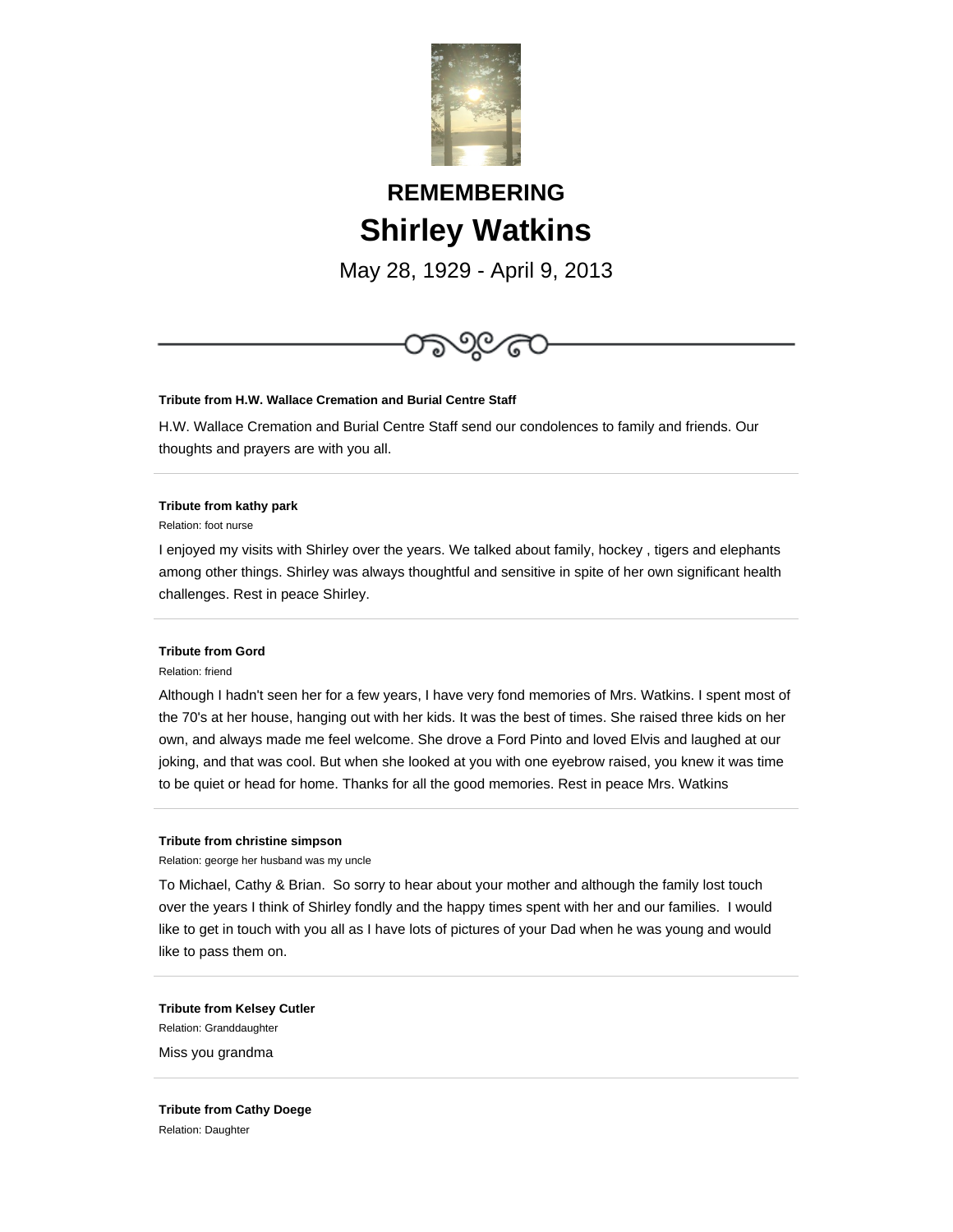# REMEMBERING

# Shirley Watkins

May 28, 1929 - April 9, 2013

---

**Tribute from H.W. Wallace Cremation and Burial Centre Staff**

H.W. Wallace Cremation and Burial Centre Staff send our condolences to family and friends. Our thoughts and prayers are with you all.

---

**Tribute from kathy park**

Relation: foot nurse

I enjoyed my visits with Shirley over the years. We talked about family, hockey , tigers and elephants among other things. Shirley was always thoughtful and sensitive in spite of her own significant health challenges. Rest in peace Shirley.

---

**Tribute from Gord**

Relation: friend

Although I hadn't seen her for a few years, I have very fond memories of Mrs. Watkins. I spent most of the 70's at her house, hanging out with her kids. It was the best of times. She raised three kids on her own, and always made me feel welcome. She drove a Ford Pinto and loved Elvis and laughed at our joking, and that was cool. But when she looked at you with one eyebrow raised, you knew it was time to be quiet or head for home. Thanks for all the good memories. Rest in peace Mrs. Watkins

---

**Tribute from christine simpson**

Relation: george her husband was my uncle

To Michael, Cathy & Brian. So sorry to hear about your mother and although the family lost touch over the years I think of Shirley fondly and the happy times spent with her and our families. I would like to get in touch with you all as I have lots of pictures of your Dad when he was young and would like to pass them on.

---

**Tribute from Kelsey Cutler**

Relation: Granddaughter

Miss you grandma

---

**Tribute from Cathy Doege**

Relation: Daughter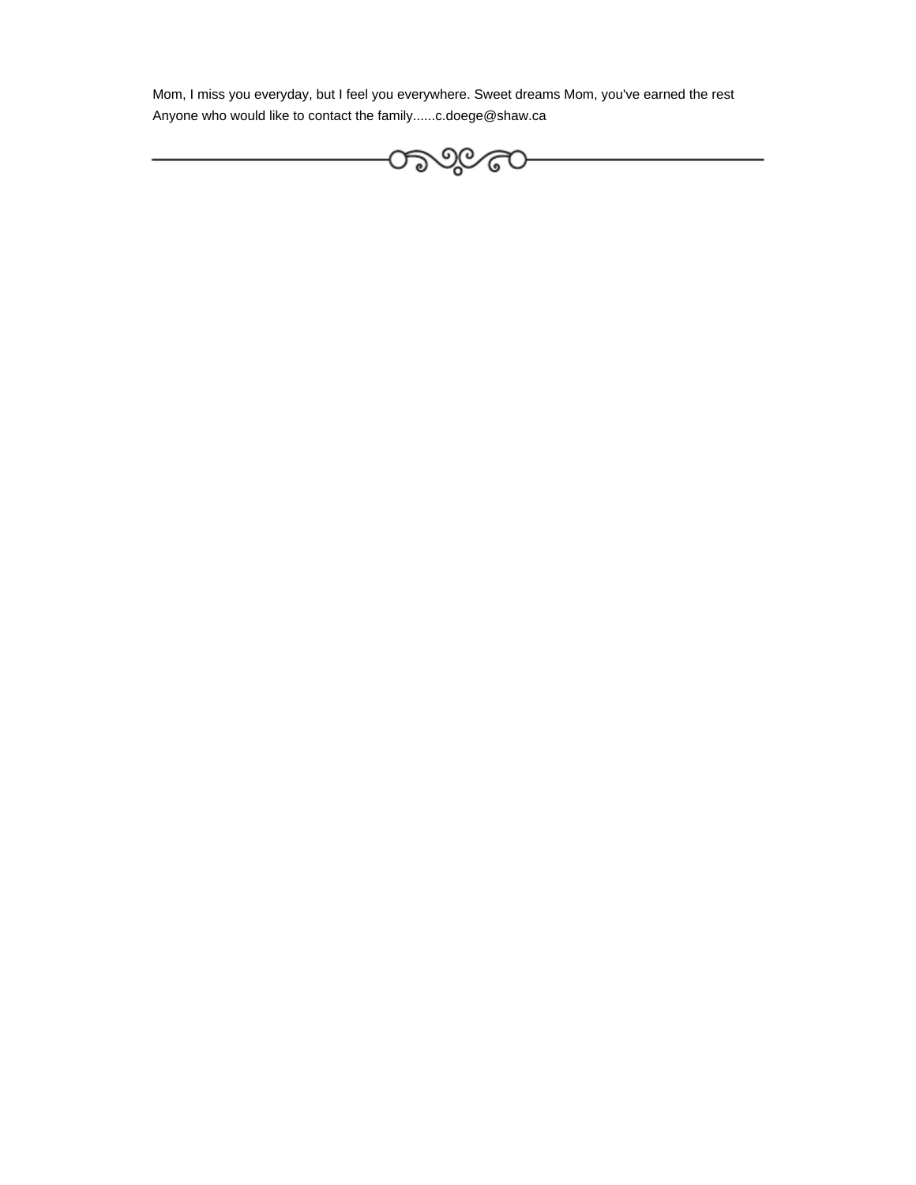Mom, I miss you everyday, but I feel you everywhere. Sweet dreams Mom, you've earned the rest
Anyone who would like to contact the family......c.doege@shaw.ca